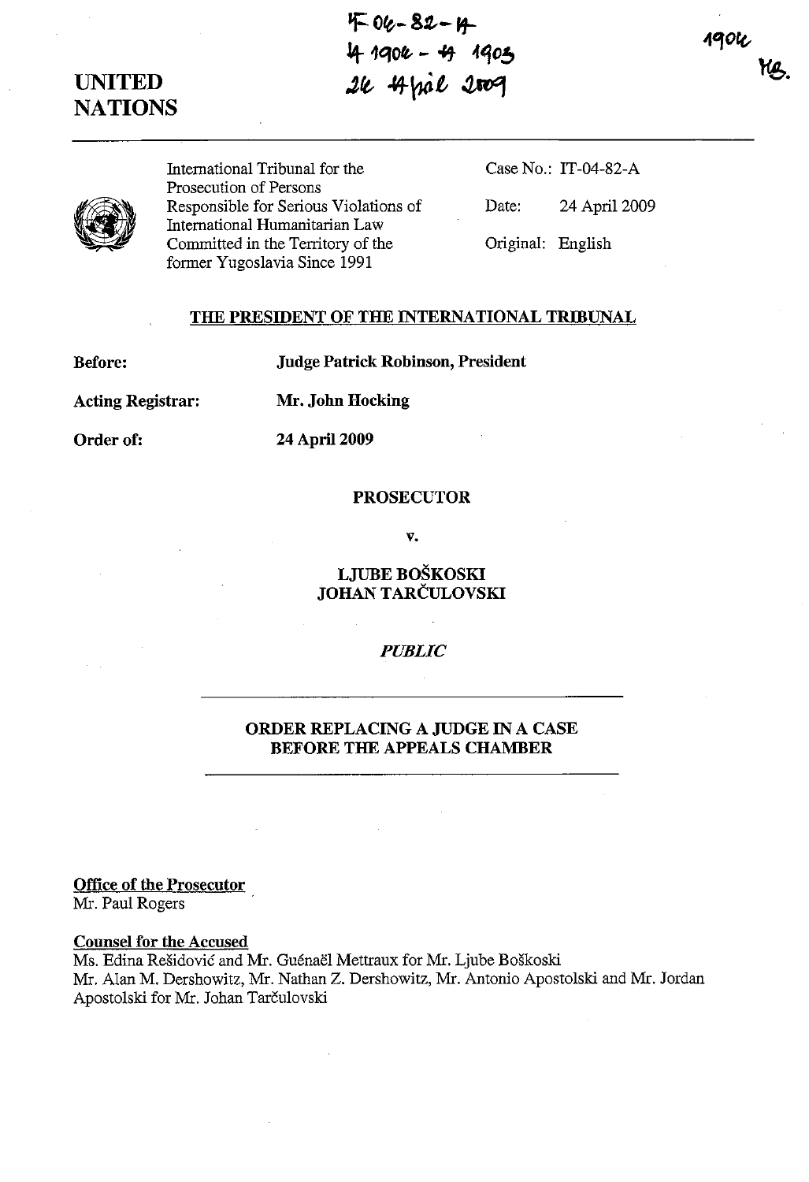IT-04-82-A
A 1904 - A 1903
24 April 2009

1904

UNITED NATIONS

International Tribunal for the Prosecution of Persons Responsible for Serious Violations of International Humanitarian Law Committed in the Territory of the former Yugoslavia Since 1991

Case No.: IT-04-82-A

Date: 24 April 2009

Original: English

## THE PRESIDENT OF THE INTERNATIONAL TRIBUNAL

**Before:** **Judge Patrick Robinson, President**

**Acting Registrar:** **Mr. John Hocking**

**Order of:** **24 April 2009**

**PROSECUTOR**

**v.**

**LJUBE BOŠKOSKI**
**JOHAN TARČULOVSKI**

*PUBLIC*

## ORDER REPLACING A JUDGE IN A CASE BEFORE THE APPEALS CHAMBER

**Office of the Prosecutor**
Mr. Paul Rogers

**Counsel for the Accused**
Ms. Edina Rešidović and Mr. Guénaël Mettraux for Mr. Ljube Boškoski
Mr. Alan M. Dershowitz, Mr. Nathan Z. Dershowitz, Mr. Antonio Apostolski and Mr. Jordan Apostolski for Mr. Johan Tarčulovski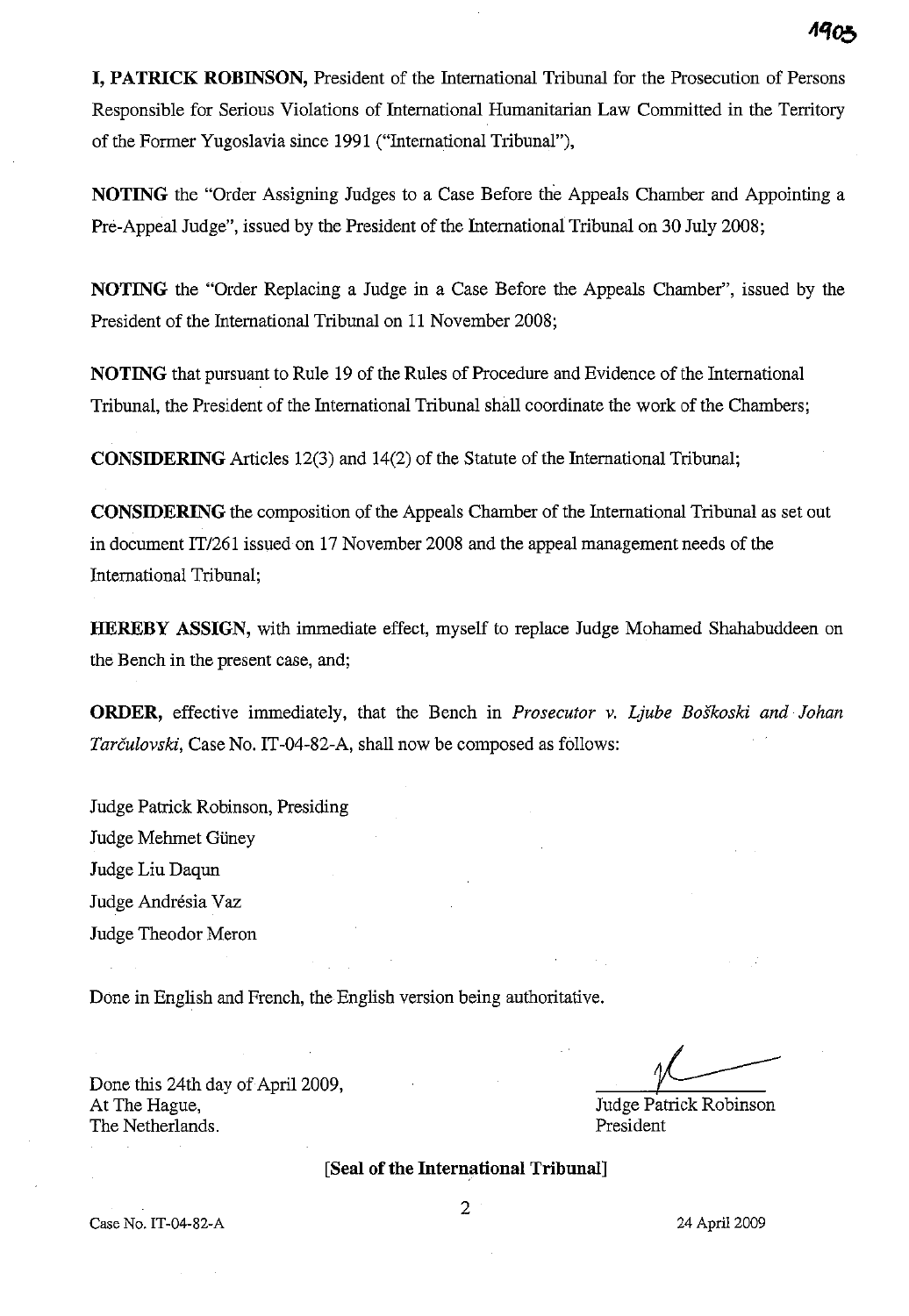**I, PATRICK ROBINSON,** President of the International Tribunal for the Prosecution of Persons Responsible for Serious Violations of International Humanitarian Law Committed in the Territory of the Former Yugoslavia since 1991 ("International Tribunal"),

**NOTING** the "Order Assigning Judges to a Case Before the Appeals Chamber and Appointing a Pre-Appeal Judge", issued by the President of the International Tribunal on 30 July 2008;

**NOTING** the "Order Replacing a Judge in a Case Before the Appeals Chamber", issued by the President of the International Tribunal on 11 November 2008;

**NOTING** that pursuant to Rule 19 of the Rules of Procedure and Evidence of the International Tribunal, the President of the International Tribunal shall coordinate the work of the Chambers;

**CONSIDERING** Articles 12(3) and 14(2) of the Statute of the International Tribunal;

**CONSIDERING** the composition of the Appeals Chamber of the International Tribunal as set out in document IT/261 issued on 17 November 2008 and the appeal management needs of the International Tribunal;

**HEREBY ASSIGN,** with immediate effect, myself to replace Judge Mohamed Shahabuddeen on the Bench in the present case, and;

**ORDER,** effective immediately, that the Bench in *Prosecutor v. Ljube Boškoski and Johan Tarčulovski*, Case No. IT-04-82-A, shall now be composed as follows:

Judge Patrick Robinson, Presiding
Judge Mehmet Güney
Judge Liu Daqun
Judge Andrésia Vaz
Judge Theodor Meron

Done in English and French, the English version being authoritative.

Done this 24th day of April 2009,
At The Hague,
The Netherlands.

Judge Patrick Robinson
President

**[Seal of the International Tribunal]**